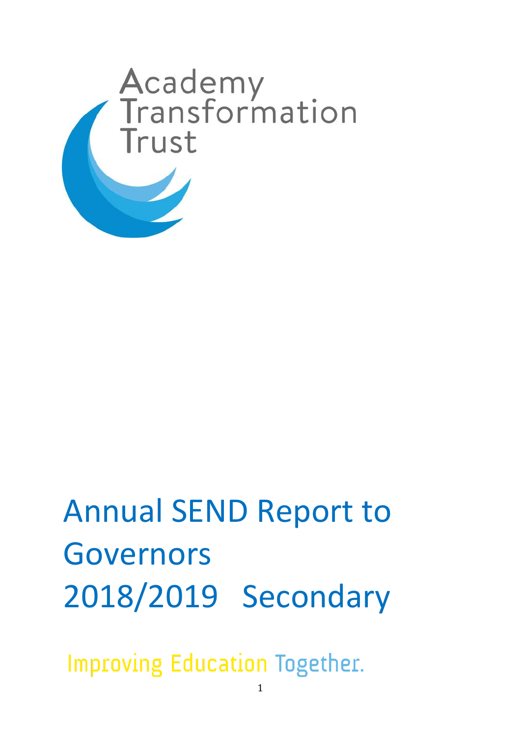Academy Transformation Trust

# Annual SEND Report to Governors 2018/2019 Secondary

Improving Education Together.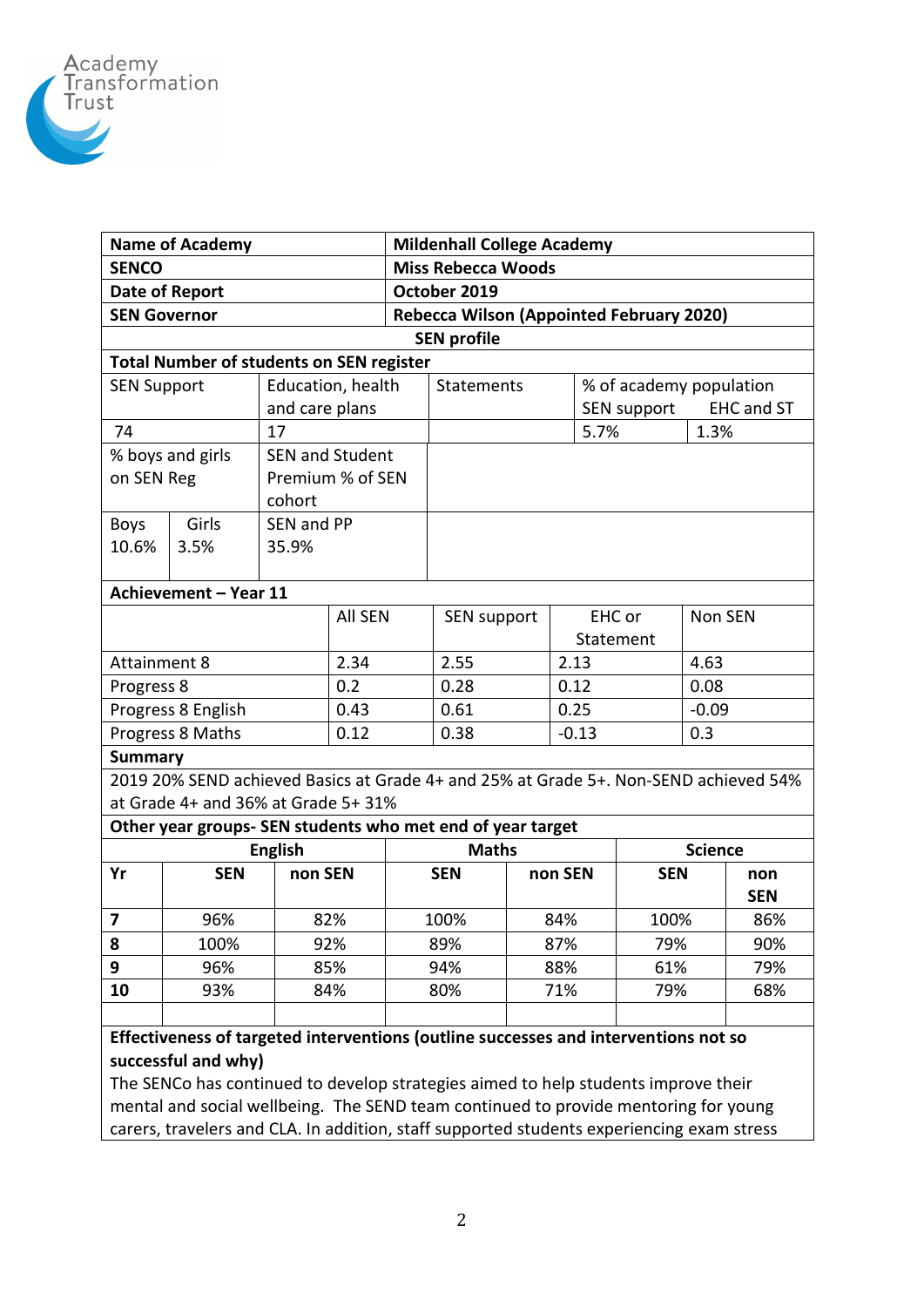Academy Transformation Trust

| Name of Academy | Mildenhall College Academy |
|---|---|
| SENCO | Miss Rebecca Woods |
| Date of Report | October 2019 |
| SEN Governor | Rebecca Wilson (Appointed February 2020) |

**SEN profile**

**Total Number of students on SEN register**

| SEN Support | Education, health and care plans | Statements | % of academy population SEN support | EHC and ST |
|---|---|---|---|---|
| 74 | 17 | | 5.7% | 1.3% |

| % boys and girls on SEN Reg | | SEN and Student Premium % of SEN cohort |
|---|---|---|
| Boys 10.6% | Girls 3.5% | SEN and PP 35.9% |

**Achievement – Year 11**

| | All SEN | SEN support | EHC or Statement | Non SEN |
|---|---|---|---|---|
| Attainment 8 | 2.34 | 2.55 | 2.13 | 4.63 |
| Progress 8 | 0.2 | 0.28 | 0.12 | 0.08 |
| Progress 8 English | 0.43 | 0.61 | 0.25 | -0.09 |
| Progress 8 Maths | 0.12 | 0.38 | -0.13 | 0.3 |

**Summary**

2019 20% SEND achieved Basics at Grade 4+ and 25% at Grade 5+. Non-SEND achieved 54% at Grade 4+ and 36% at Grade 5+ 31%

**Other year groups- SEN students who met end of year target**

| | English | | Maths | | Science | |
|---|---|---|---|---|---|---|
| **Yr** | **SEN** | **non SEN** | **SEN** | **non SEN** | **SEN** | **non SEN** |
| **7** | 96% | 82% | 100% | 84% | 100% | 86% |
| **8** | 100% | 92% | 89% | 87% | 79% | 90% |
| **9** | 96% | 85% | 94% | 88% | 61% | 79% |
| **10** | 93% | 84% | 80% | 71% | 79% | 68% |
| | | | | | | |

**Effectiveness of targeted interventions (outline successes and interventions not so successful and why)**

The SENCo has continued to develop strategies aimed to help students improve their mental and social wellbeing. The SEND team continued to provide mentoring for young carers, travelers and CLA. In addition, staff supported students experiencing exam stress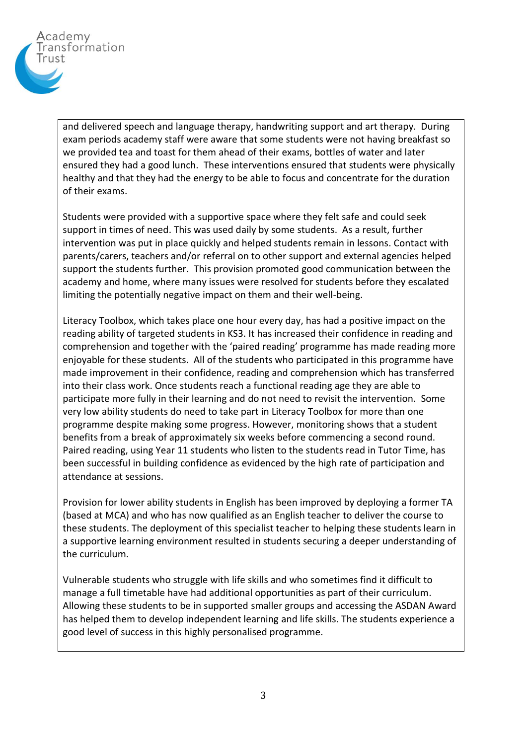and delivered speech and language therapy, handwriting support and art therapy. During exam periods academy staff were aware that some students were not having breakfast so we provided tea and toast for them ahead of their exams, bottles of water and later ensured they had a good lunch. These interventions ensured that students were physically healthy and that they had the energy to be able to focus and concentrate for the duration of their exams.

Students were provided with a supportive space where they felt safe and could seek support in times of need. This was used daily by some students. As a result, further intervention was put in place quickly and helped students remain in lessons. Contact with parents/carers, teachers and/or referral on to other support and external agencies helped support the students further. This provision promoted good communication between the academy and home, where many issues were resolved for students before they escalated limiting the potentially negative impact on them and their well-being.

Literacy Toolbox, which takes place one hour every day, has had a positive impact on the reading ability of targeted students in KS3. It has increased their confidence in reading and comprehension and together with the 'paired reading' programme has made reading more enjoyable for these students. All of the students who participated in this programme have made improvement in their confidence, reading and comprehension which has transferred into their class work. Once students reach a functional reading age they are able to participate more fully in their learning and do not need to revisit the intervention. Some very low ability students do need to take part in Literacy Toolbox for more than one programme despite making some progress. However, monitoring shows that a student benefits from a break of approximately six weeks before commencing a second round. Paired reading, using Year 11 students who listen to the students read in Tutor Time, has been successful in building confidence as evidenced by the high rate of participation and attendance at sessions.

Provision for lower ability students in English has been improved by deploying a former TA (based at MCA) and who has now qualified as an English teacher to deliver the course to these students. The deployment of this specialist teacher to helping these students learn in a supportive learning environment resulted in students securing a deeper understanding of the curriculum.

Vulnerable students who struggle with life skills and who sometimes find it difficult to manage a full timetable have had additional opportunities as part of their curriculum. Allowing these students to be in supported smaller groups and accessing the ASDAN Award has helped them to develop independent learning and life skills. The students experience a good level of success in this highly personalised programme.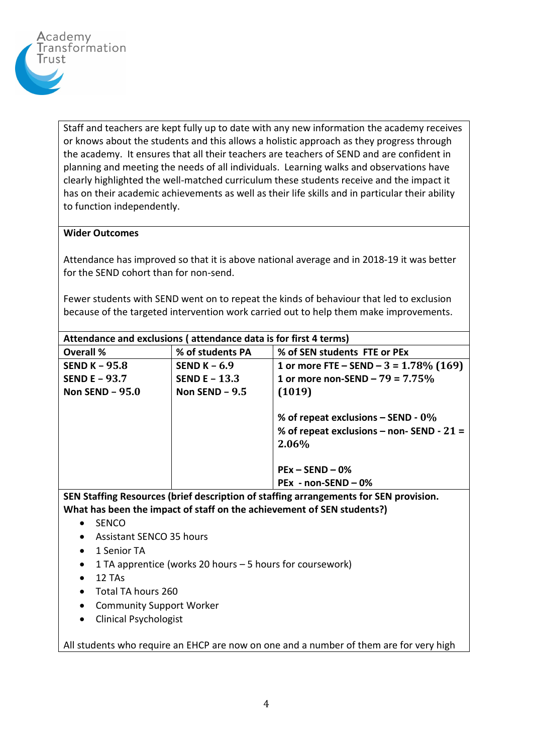Staff and teachers are kept fully up to date with any new information the academy receives or knows about the students and this allows a holistic approach as they progress through the academy. It ensures that all their teachers are teachers of SEND and are confident in planning and meeting the needs of all individuals. Learning walks and observations have clearly highlighted the well-matched curriculum these students receive and the impact it has on their academic achievements as well as their life skills and in particular their ability to function independently.

**Wider Outcomes**

Attendance has improved so that it is above national average and in 2018-19 it was better for the SEND cohort than for non-send.

Fewer students with SEND went on to repeat the kinds of behaviour that led to exclusion because of the targeted intervention work carried out to help them make improvements.

| **Attendance and exclusions ( attendance data is for first 4 terms)** | | |
|---|---|---|
| **Overall %** | **% of students PA** | **% of SEN students FTE or PEx** |
| **SEND K – 95.8**<br>**SEND E – 93.7**<br>**Non SEND – 95.0** | **SEND K – 6.9**<br>**SEND E – 13.3**<br>**Non SEND – 9.5** | **1 or more FTE – SEND – 3 = 1.78% (169)**<br>**1 or more non-SEND – 79 = 7.75% (1019)**<br><br>**% of repeat exclusions – SEND - 0%**<br>**% of repeat exclusions – non- SEND - 21 = 2.06%**<br><br>**PEx – SEND – 0%**<br>**PEx - non-SEND – 0%** |

**SEN Staffing Resources (brief description of staffing arrangements for SEN provision. What has been the impact of staff on the achievement of SEN students?)**

- SENCO
- Assistant SENCO 35 hours
- 1 Senior TA
- 1 TA apprentice (works 20 hours – 5 hours for coursework)
- 12 TAs
- Total TA hours 260
- Community Support Worker
- Clinical Psychologist

All students who require an EHCP are now on one and a number of them are for very high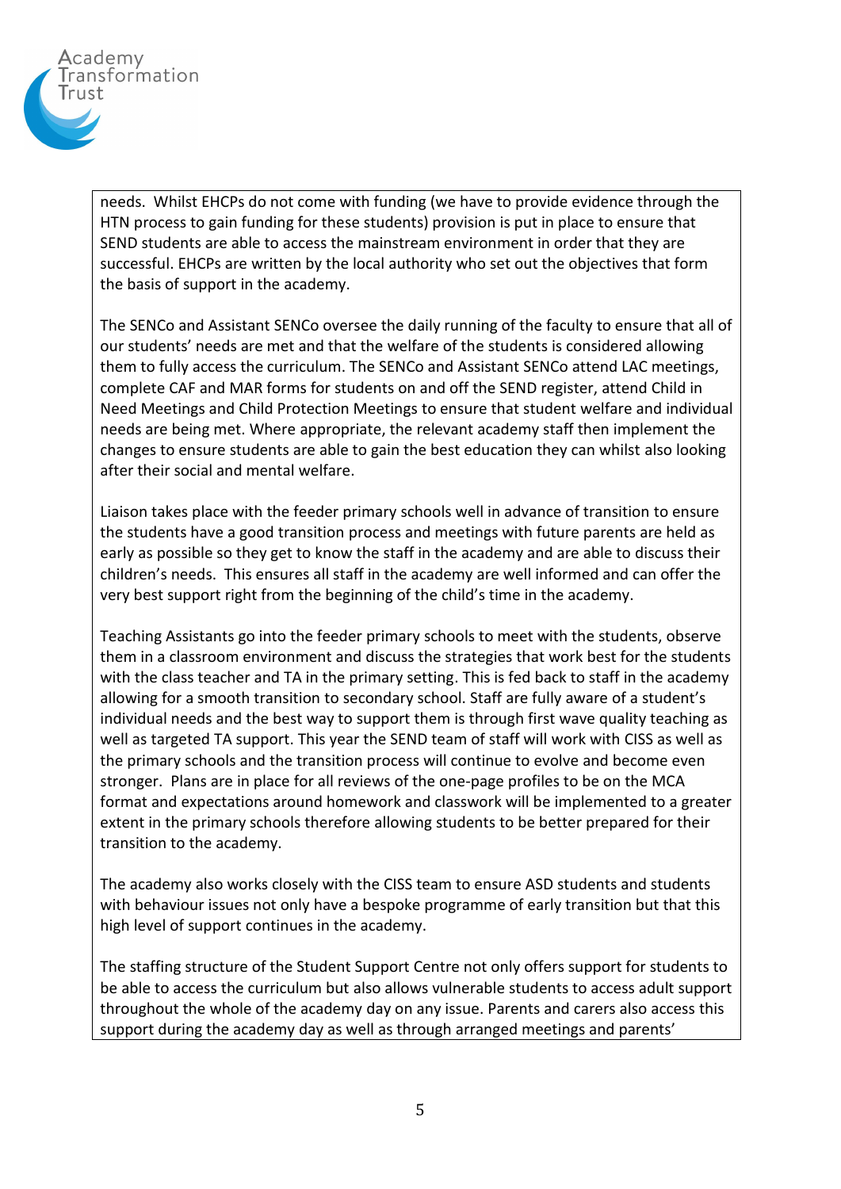needs. Whilst EHCPs do not come with funding (we have to provide evidence through the HTN process to gain funding for these students) provision is put in place to ensure that SEND students are able to access the mainstream environment in order that they are successful. EHCPs are written by the local authority who set out the objectives that form the basis of support in the academy.

The SENCo and Assistant SENCo oversee the daily running of the faculty to ensure that all of our students' needs are met and that the welfare of the students is considered allowing them to fully access the curriculum. The SENCo and Assistant SENCo attend LAC meetings, complete CAF and MAR forms for students on and off the SEND register, attend Child in Need Meetings and Child Protection Meetings to ensure that student welfare and individual needs are being met. Where appropriate, the relevant academy staff then implement the changes to ensure students are able to gain the best education they can whilst also looking after their social and mental welfare.

Liaison takes place with the feeder primary schools well in advance of transition to ensure the students have a good transition process and meetings with future parents are held as early as possible so they get to know the staff in the academy and are able to discuss their children's needs. This ensures all staff in the academy are well informed and can offer the very best support right from the beginning of the child's time in the academy.

Teaching Assistants go into the feeder primary schools to meet with the students, observe them in a classroom environment and discuss the strategies that work best for the students with the class teacher and TA in the primary setting. This is fed back to staff in the academy allowing for a smooth transition to secondary school. Staff are fully aware of a student's individual needs and the best way to support them is through first wave quality teaching as well as targeted TA support. This year the SEND team of staff will work with CISS as well as the primary schools and the transition process will continue to evolve and become even stronger. Plans are in place for all reviews of the one-page profiles to be on the MCA format and expectations around homework and classwork will be implemented to a greater extent in the primary schools therefore allowing students to be better prepared for their transition to the academy.

The academy also works closely with the CISS team to ensure ASD students and students with behaviour issues not only have a bespoke programme of early transition but that this high level of support continues in the academy.

The staffing structure of the Student Support Centre not only offers support for students to be able to access the curriculum but also allows vulnerable students to access adult support throughout the whole of the academy day on any issue. Parents and carers also access this support during the academy day as well as through arranged meetings and parents'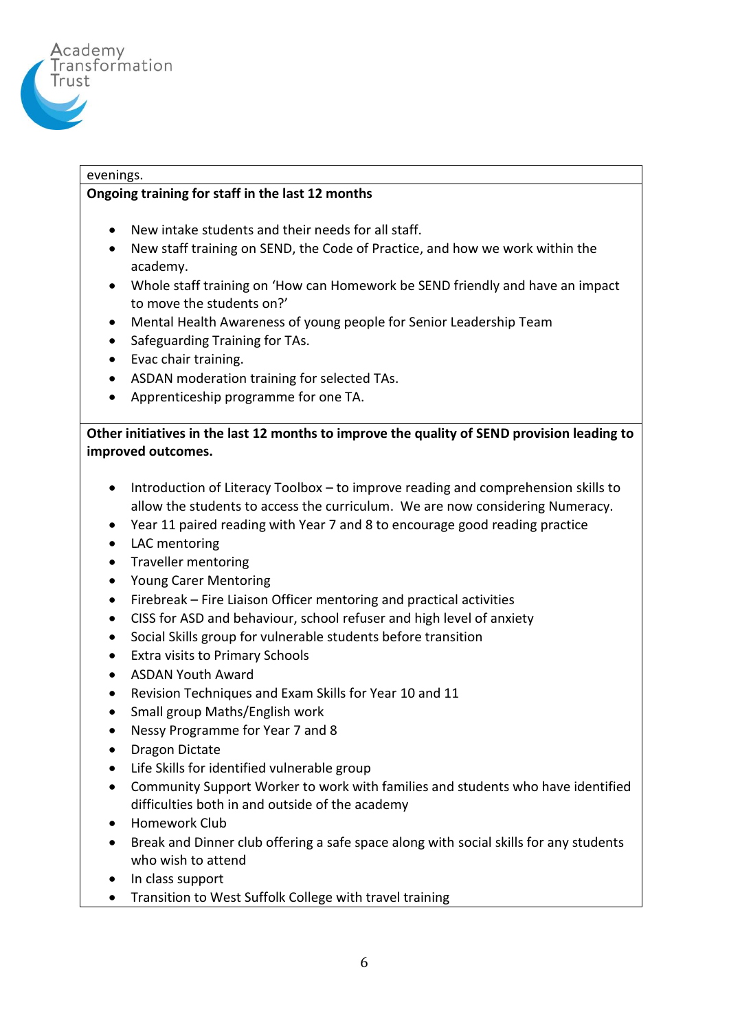evenings.

**Ongoing training for staff in the last 12 months**

- New intake students and their needs for all staff.
- New staff training on SEND, the Code of Practice, and how we work within the academy.
- Whole staff training on 'How can Homework be SEND friendly and have an impact to move the students on?'
- Mental Health Awareness of young people for Senior Leadership Team
- Safeguarding Training for TAs.
- Evac chair training.
- ASDAN moderation training for selected TAs.
- Apprenticeship programme for one TA.

**Other initiatives in the last 12 months to improve the quality of SEND provision leading to improved outcomes.**

- Introduction of Literacy Toolbox – to improve reading and comprehension skills to allow the students to access the curriculum. We are now considering Numeracy.
- Year 11 paired reading with Year 7 and 8 to encourage good reading practice
- LAC mentoring
- Traveller mentoring
- Young Carer Mentoring
- Firebreak – Fire Liaison Officer mentoring and practical activities
- CISS for ASD and behaviour, school refuser and high level of anxiety
- Social Skills group for vulnerable students before transition
- Extra visits to Primary Schools
- ASDAN Youth Award
- Revision Techniques and Exam Skills for Year 10 and 11
- Small group Maths/English work
- Nessy Programme for Year 7 and 8
- Dragon Dictate
- Life Skills for identified vulnerable group
- Community Support Worker to work with families and students who have identified difficulties both in and outside of the academy
- Homework Club
- Break and Dinner club offering a safe space along with social skills for any students who wish to attend
- In class support
- Transition to West Suffolk College with travel training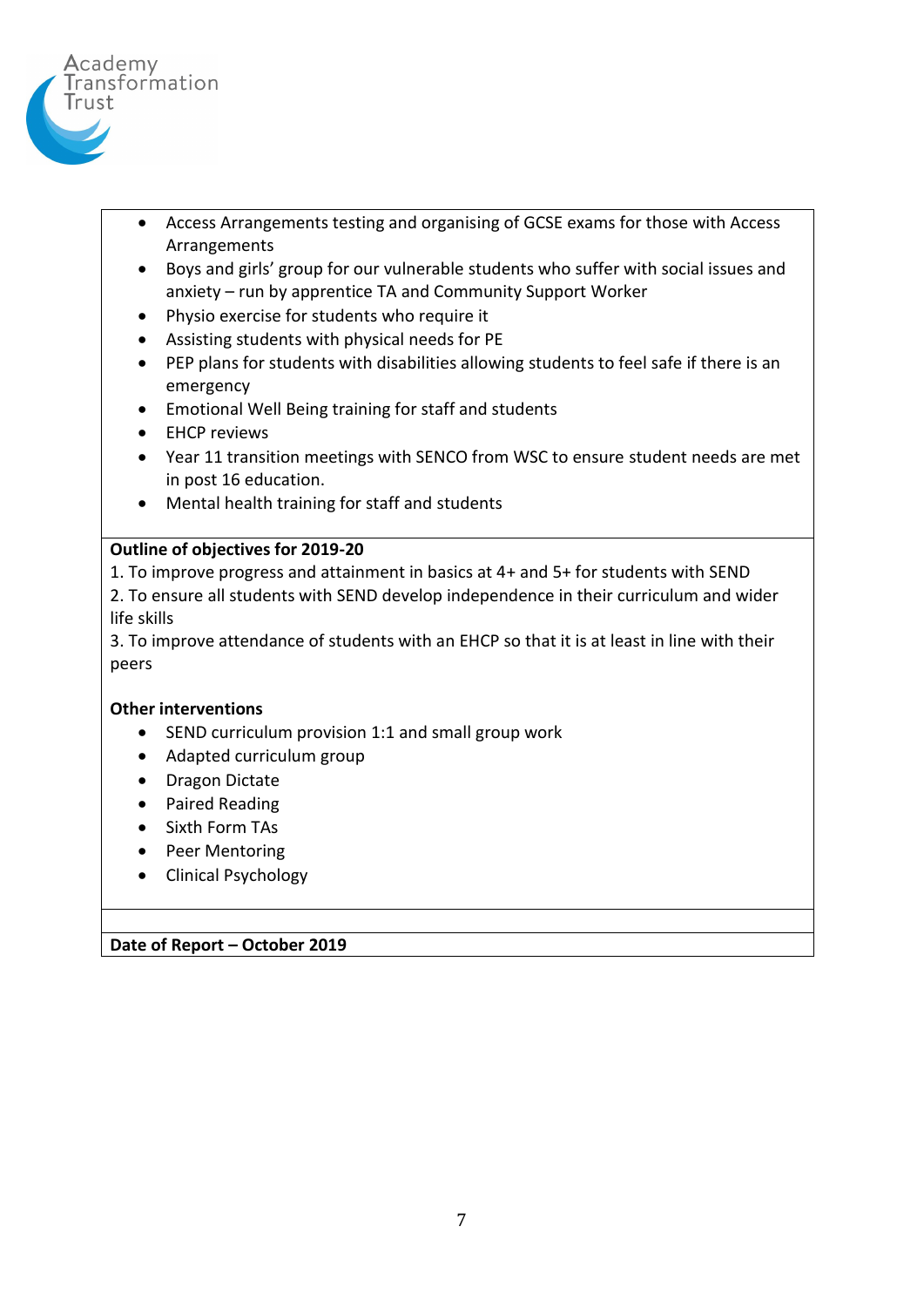- Access Arrangements testing and organising of GCSE exams for those with Access Arrangements
- Boys and girls' group for our vulnerable students who suffer with social issues and anxiety – run by apprentice TA and Community Support Worker
- Physio exercise for students who require it
- Assisting students with physical needs for PE
- PEP plans for students with disabilities allowing students to feel safe if there is an emergency
- Emotional Well Being training for staff and students
- EHCP reviews
- Year 11 transition meetings with SENCO from WSC to ensure student needs are met in post 16 education.
- Mental health training for staff and students

**Outline of objectives for 2019-20**

1. To improve progress and attainment in basics at 4+ and 5+ for students with SEND
2. To ensure all students with SEND develop independence in their curriculum and wider life skills
3. To improve attendance of students with an EHCP so that it is at least in line with their peers

**Other interventions**

- SEND curriculum provision 1:1 and small group work
- Adapted curriculum group
- Dragon Dictate
- Paired Reading
- Sixth Form TAs
- Peer Mentoring
- Clinical Psychology

**Date of Report – October 2019**